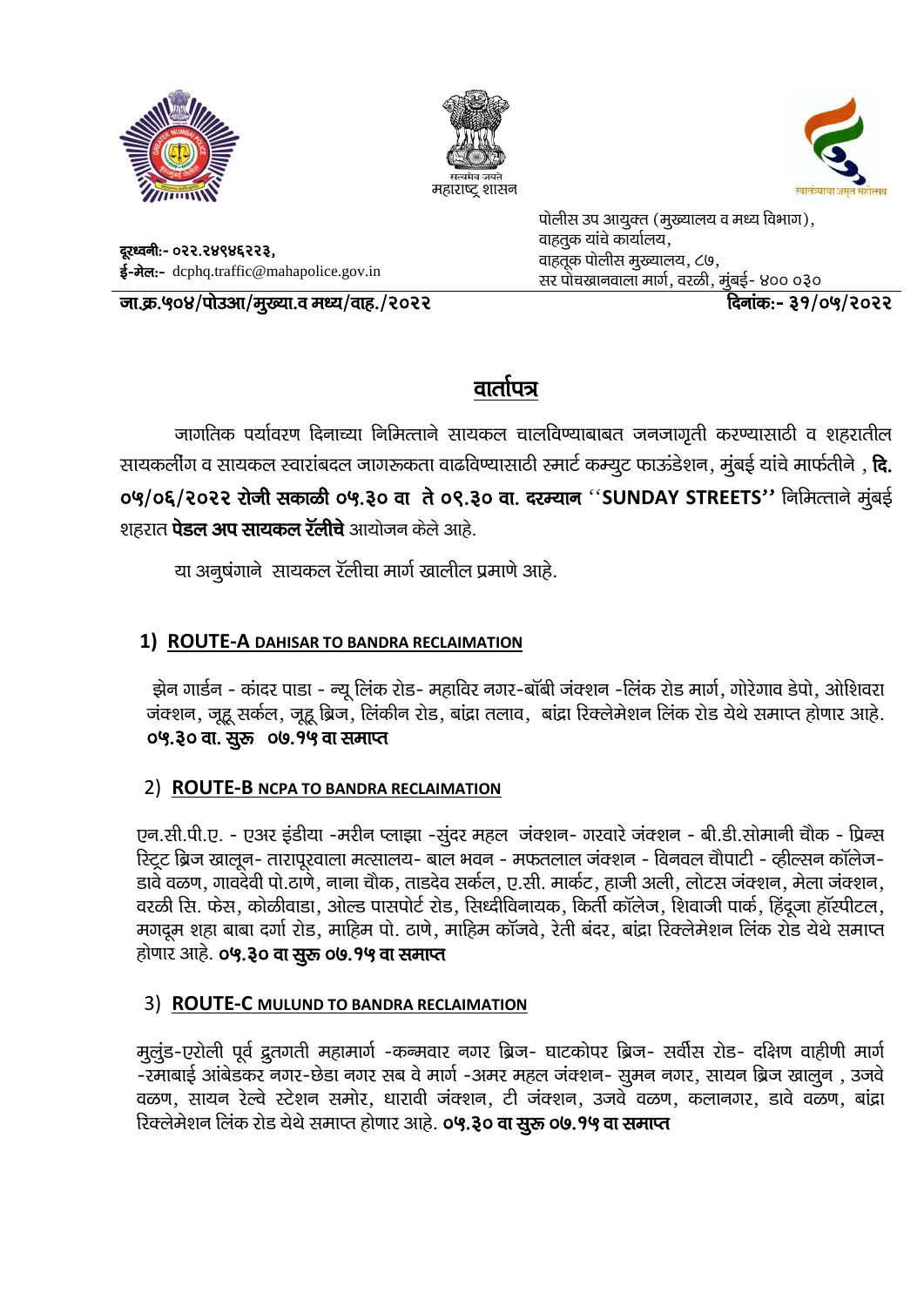सत्यमेव जयते
महाराष्ट्र शासन

स्वातंत्र्याचा अमृत महोत्सव

**दूरध्वनी:-** ०२२.२४९४६२२३,
**ई-मेल:-** dcphq.traffic@mahapolice.gov.in

पोलीस उप आयुक्त (मुख्यालय व मध्य विभाग),
वाहतुक यांचे कार्यालय,
वाहतूक पोलीस मुख्यालय, ८७,
सर पोचखानवाला मार्ग, वरळी, मुंबई- ४०० ०३०

**जा.क्र.५०४/पोउआ/मुख्या.व मध्य/वाह./२०२२**

**दिनांक:- ३१/०५/२०२२**

# वार्तापत्र

जागतिक पर्यावरण दिनाच्या निमित्ताने सायकल चालविण्याबाबत जनजागृती करण्यासाठी व शहरातील सायकलींग व सायकल स्वारांबदल जागरूकता वाढविण्यासाठी स्मार्ट कम्युट फाऊंडेशन, मुंबई यांचे मार्फतीने , **दि. ०५/०६/२०२२ रोजी सकाळी ०५.३० वा ते ०९.३० वा. दरम्यान** "**SUNDAY STREETS**" निमित्ताने मुंबई शहरात **पेडल अप सायकल रॅलीचे** आयोजन केले आहे.

या अनुषंगाने सायकल रॅलीचा मार्ग खालील प्रमाणे आहे.

## 1) ROUTE-A DAHISAR TO BANDRA RECLAIMATION

झेन गार्डन - कांदर पाडा - न्यू लिंक रोड- महाविर नगर-बॉबी जंक्शन -लिंक रोड मार्ग, गोरेगाव डेपो, ओशिवरा जंक्शन, जूहू सर्कल, जूहू ब्रिज, लिंकीन रोड, बांद्रा तलाव, बांद्रा रिक्लेमेशन लिंक रोड येथे समाप्त होणार आहे. **०५.३० वा. सुरु ०७.१५ वा समाप्त**

## 2) ROUTE-B NCPA TO BANDRA RECLAIMATION

एन.सी.पी.ए. - एअर इंडीया -मरीन प्लाझा -सुंदर महल जंक्शन- गरवारे जंक्शन - बी.डी.सोमानी चौक - प्रिन्स स्ट्रिट ब्रिज खालून- तारापूरवाला मत्सालय- बाल भवन - मफतलाल जंक्शन - विनवल चौपाटी - व्हील्सन कॉलेज- डावे वळण, गावदेवी पो.ठाणे, नाना चौक, ताडदेव सर्कल, ए.सी. मार्केट, हाजी अली, लोटस जंक्शन, मेला जंक्शन, वरळी सि. फेस, कोळीवाडा, ओल्ड पासपोर्ट रोड, सिध्दीविनायक, किर्ती कॉलेज, शिवाजी पार्क, हिंदूजा हॉस्पीटल, मगदूम शहा बाबा दर्गा रोड, माहिम पो. ठाणे, माहिम कॉजवे, रेती बंदर, बांद्रा रिक्लेमेशन लिंक रोड येथे समाप्त होणार आहे. **०५.३० वा सुरु ०७.१५ वा समाप्त**

## 3) ROUTE-C MULUND TO BANDRA RECLAIMATION

मुलुंड-एरोली पूर्व द्रुतगती महामार्ग -कन्मवार नगर ब्रिज- घाटकोपर ब्रिज- सर्वीस रोड- दक्षिण वाहीणी मार्ग -रमाबाई आंबेडकर नगर-छेडा नगर सब वे मार्ग -अमर महल जंक्शन- सुमन नगर, सायन ब्रिज खालुन , उजवे वळण, सायन रेल्वे स्टेशन समोर, धारावी जंक्शन, टी जंक्शन, उजवे वळण, कलानगर, डावे वळण, बांद्रा रिक्लेमेशन लिंक रोड येथे समाप्त होणार आहे. **०५.३० वा सुरु ०७.१५ वा समाप्त**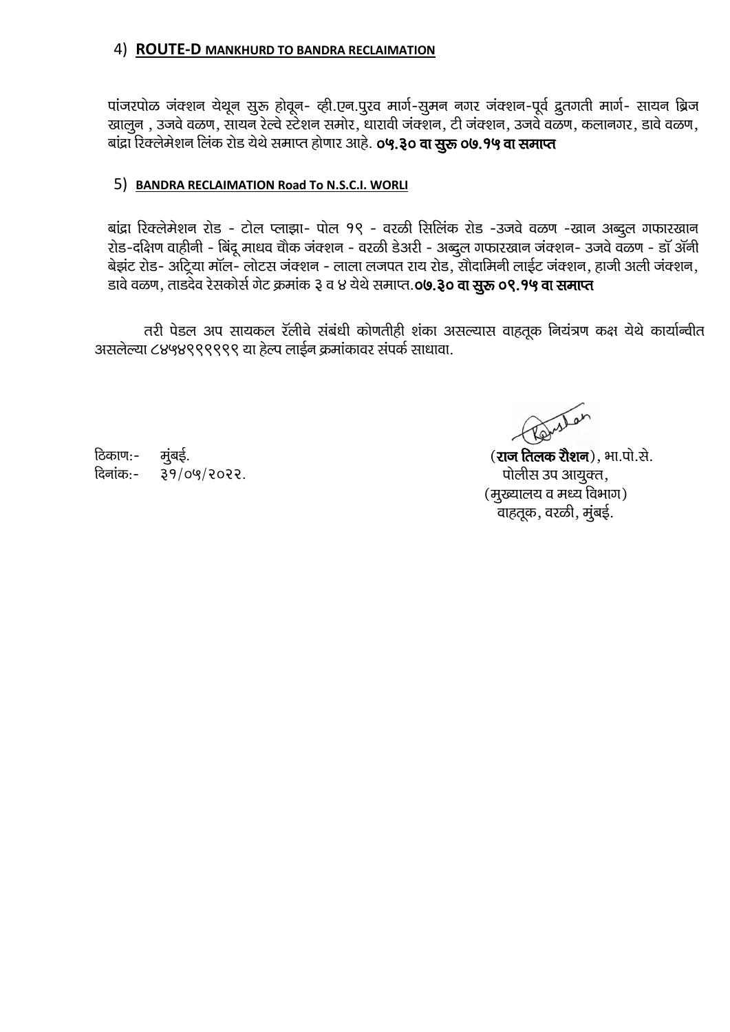## 4) **ROUTE-D MANKHURD TO BANDRA RECLAIMATION**

पांजरपोळ जंक्शन येथून सुरू होवून- व्ही.एन.पुरव मार्ग-सुमन नगर जंक्शन-पूर्व द्रुतगती मार्ग- सायन ब्रिज खालुन , उजवे वळण, सायन रेल्वे स्टेशन समोर, धारावी जंक्शन, टी जंक्शन, उजवे वळण, कलानगर, डावे वळण, बांद्रा रिक्लेमेशन लिंक रोड येथे समाप्त होणार आहे. **०५.३० वा सुरू ०७.१५ वा समाप्त**

## 5) **BANDRA RECLAIMATION Road To N.S.C.I. WORLI**

बांद्रा रिक्लेमेशन रोड - टोल प्लाझा- पोल १९ - वरळी सिलिंक रोड -उजवे वळण -खान अब्दुल गफारखान रोड-दक्षिण वाहीनी - बिंदू माधव चौक जंक्शन - वरळी डेअरी - अब्दुल गफारखान जंक्शन- उजवे वळण - डॉ ॲनी बेझंट रोड- अट्रिया मॉल- लोटस जंक्शन - लाला लजपत राय रोड, सौदामिनी लाईट जंक्शन, हाजी अली जंक्शन, डावे वळण, ताडदेव रेसकोर्स गेट क्रमांक ३ व ४ येथे समाप्त.**०७.३० वा सुरू ०९.१५ वा समाप्त**

तरी पेडल अप सायकल रॅलीचे संबंधी कोणतीही शंका असल्यास वाहतूक नियंत्रण कक्ष येथे कार्यान्वीत असलेल्या ८४५४९९९९९९ या हेल्प लाईन क्रमांकावर संपर्क साधावा.

ठिकाण:- मुंबई.
दिनांक:- ३१/०५/२०२२.

(**राज तिलक रौशन**), भा.पो.से.
पोलीस उप आयुक्त,
(मुख्यालय व मध्य विभाग)
वाहतूक, वरळी, मुंबई.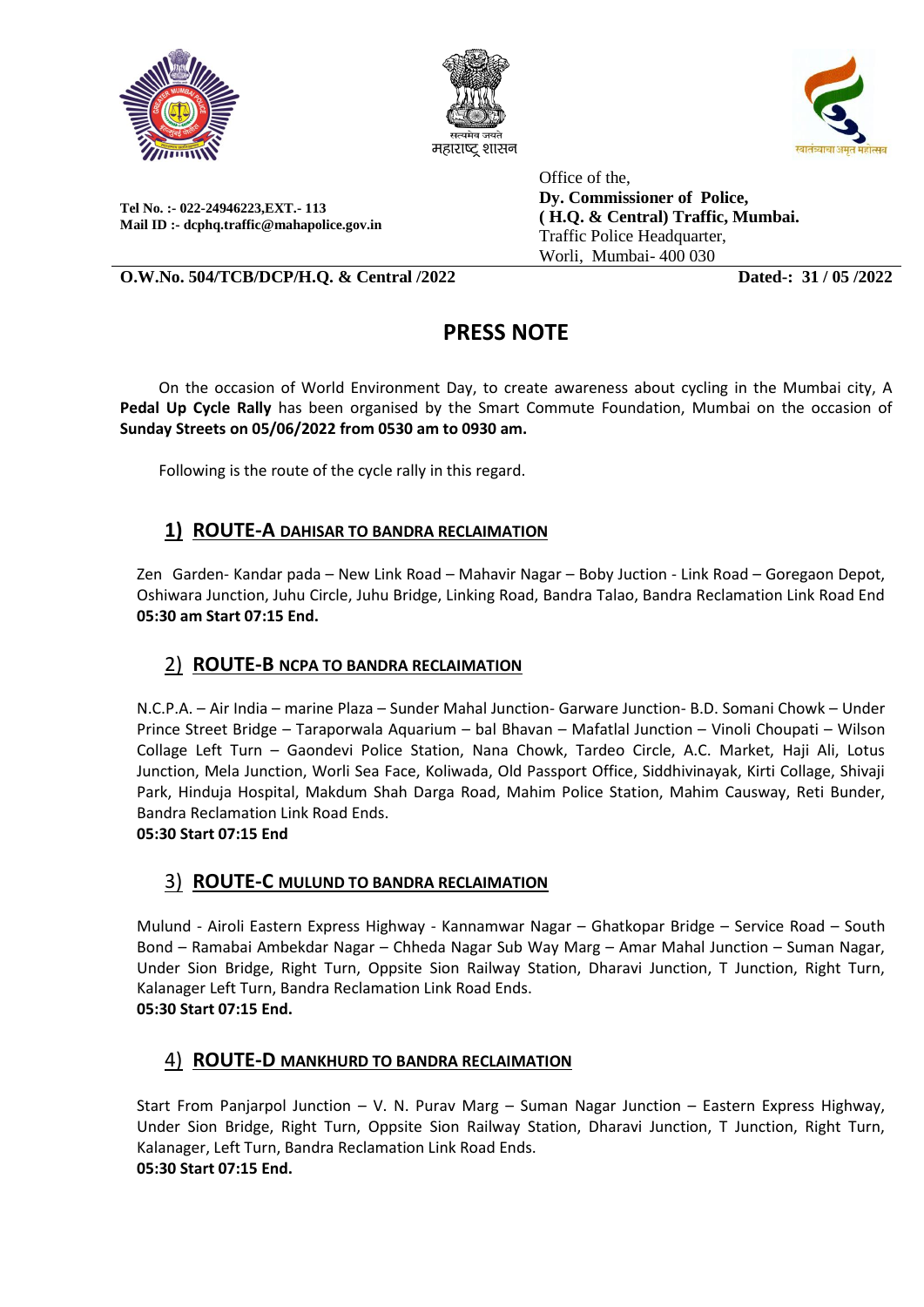सत्यमेव जयते
महाराष्ट्र शासन

स्वातंत्र्याचा अमृत महोत्सव

Tel No. :- 022-24946223,EXT.- 113
Mail ID :- dcphq.traffic@mahapolice.gov.in

Office of the,
**Dy. Commissioner of Police,**
**( H.Q. & Central) Traffic, Mumbai.**
Traffic Police Headquarter,
Worli, Mumbai- 400 030

**O.W.No. 504/TCB/DCP/H.Q. & Central /2022** **Dated-: 31 / 05 /2022**

# PRESS NOTE

On the occasion of World Environment Day, to create awareness about cycling in the Mumbai city, A **Pedal Up Cycle Rally** has been organised by the Smart Commute Foundation, Mumbai on the occasion of **Sunday Streets on 05/06/2022 from 0530 am to 0930 am.**

Following is the route of the cycle rally in this regard.

## 1) ROUTE-A DAHISAR TO BANDRA RECLAIMATION

Zen Garden- Kandar pada – New Link Road – Mahavir Nagar – Boby Juction - Link Road – Goregaon Depot, Oshiwara Junction, Juhu Circle, Juhu Bridge, Linking Road, Bandra Talao, Bandra Reclamation Link Road End
**05:30 am Start 07:15 End.**

## 2) ROUTE-B NCPA TO BANDRA RECLAIMATION

N.C.P.A. – Air India – marine Plaza – Sunder Mahal Junction- Garware Junction- B.D. Somani Chowk – Under Prince Street Bridge – Taraporwala Aquarium – bal Bhavan – Mafatlal Junction – Vinoli Choupati – Wilson Collage Left Turn – Gaondevi Police Station, Nana Chowk, Tardeo Circle, A.C. Market, Haji Ali, Lotus Junction, Mela Junction, Worli Sea Face, Koliwada, Old Passport Office, Siddhivinayak, Kirti Collage, Shivaji Park, Hinduja Hospital, Makdum Shah Darga Road, Mahim Police Station, Mahim Causway, Reti Bunder, Bandra Reclamation Link Road Ends.
**05:30 Start 07:15 End**

## 3) ROUTE-C MULUND TO BANDRA RECLAIMATION

Mulund - Airoli Eastern Express Highway - Kannamwar Nagar – Ghatkopar Bridge – Service Road – South Bond – Ramabai Ambekdar Nagar – Chheda Nagar Sub Way Marg – Amar Mahal Junction – Suman Nagar, Under Sion Bridge, Right Turn, Oppsite Sion Railway Station, Dharavi Junction, T Junction, Right Turn, Kalanager Left Turn, Bandra Reclamation Link Road Ends.
**05:30 Start 07:15 End.**

## 4) ROUTE-D MANKHURD TO BANDRA RECLAIMATION

Start From Panjarpol Junction – V. N. Purav Marg – Suman Nagar Junction – Eastern Express Highway, Under Sion Bridge, Right Turn, Oppsite Sion Railway Station, Dharavi Junction, T Junction, Right Turn, Kalanager, Left Turn, Bandra Reclamation Link Road Ends.
**05:30 Start 07:15 End.**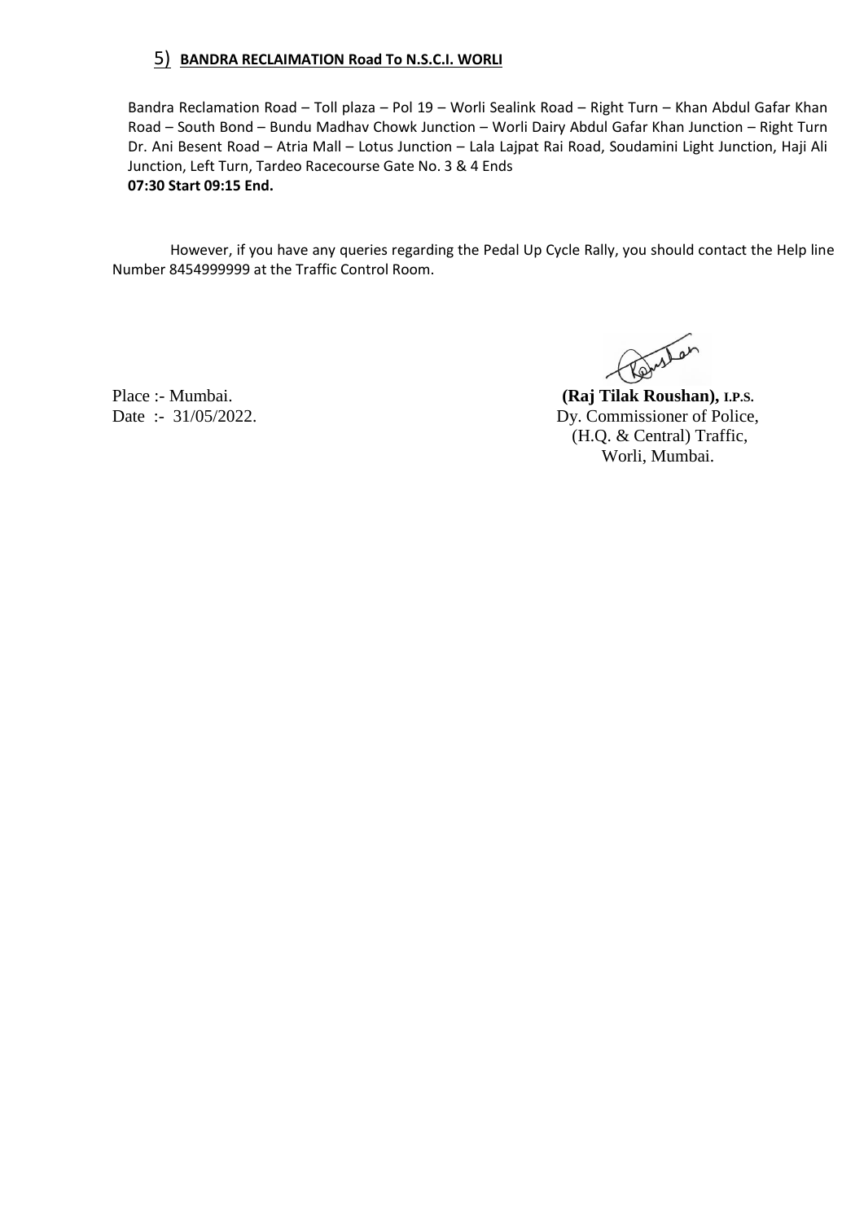### 5) **BANDRA RECLAIMATION Road To N.S.C.I. WORLI**

Bandra Reclamation Road – Toll plaza – Pol 19 – Worli Sealink Road – Right Turn – Khan Abdul Gafar Khan Road – South Bond – Bundu Madhav Chowk Junction – Worli Dairy Abdul Gafar Khan Junction – Right Turn Dr. Ani Besent Road – Atria Mall – Lotus Junction – Lala Lajpat Rai Road, Soudamini Light Junction, Haji Ali Junction, Left Turn, Tardeo Racecourse Gate No. 3 & 4 Ends
**07:30 Start 09:15 End.**

However, if you have any queries regarding the Pedal Up Cycle Rally, you should contact the Help line Number 8454999999 at the Traffic Control Room.

Place :- Mumbai.
Date :- 31/05/2022.

**(Raj Tilak Roushan),** I.P.S.
Dy. Commissioner of Police,
(H.Q. & Central) Traffic,
Worli, Mumbai.